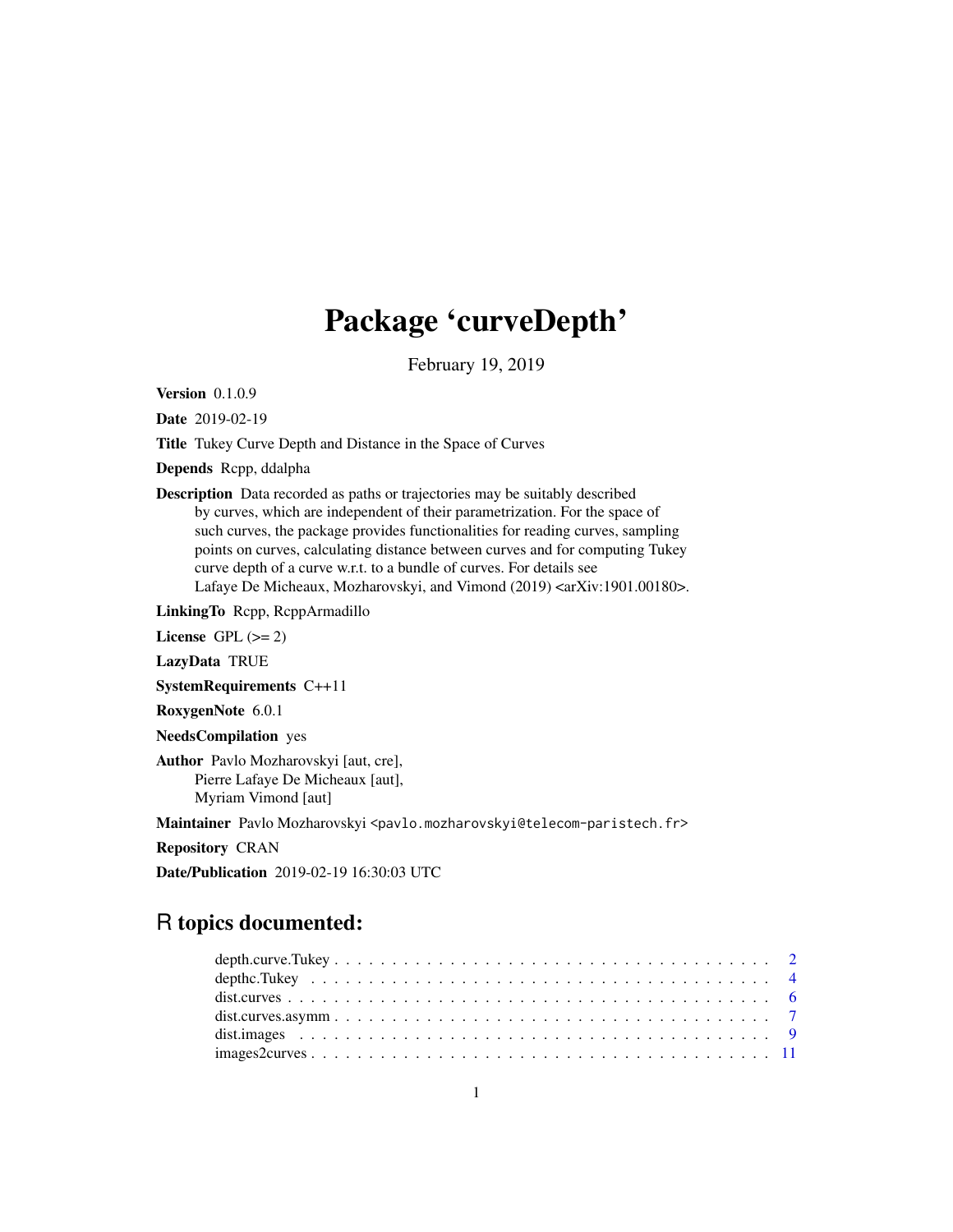# Package 'curveDepth'

February 19, 2019

**Version** 0.1.0.9

**Date** 2019-02-19

**Title** Tukey Curve Depth and Distance in the Space of Curves

**Depends** Rcpp, ddalpha

**Description** Data recorded as paths or trajectories may be suitably described by curves, which are independent of their parametrization. For the space of such curves, the package provides functionalities for reading curves, sampling points on curves, calculating distance between curves and for computing Tukey curve depth of a curve w.r.t. to a bundle of curves. For details see Lafaye De Micheaux, Mozharovskyi, and Vimond (2019) <arXiv:1901.00180>.

**LinkingTo** Rcpp, RcppArmadillo

**License** GPL (>= 2)

**LazyData** TRUE

**SystemRequirements** C++11

**RoxygenNote** 6.0.1

**NeedsCompilation** yes

**Author** Pavlo Mozharovskyi [aut, cre],
Pierre Lafaye De Micheaux [aut],
Myriam Vimond [aut]

**Maintainer** Pavlo Mozharovskyi <pavlo.mozharovskyi@telecom-paristech.fr>

**Repository** CRAN

**Date/Publication** 2019-02-19 16:30:03 UTC

## R topics documented:

- depth.curve.Tukey . . . . . . . . . . . . . . . . . . . . . . . . . . . . . . . . . . . . . . . 2
- depthc.Tukey . . . . . . . . . . . . . . . . . . . . . . . . . . . . . . . . . . . . . . . 4
- dist.curves . . . . . . . . . . . . . . . . . . . . . . . . . . . . . . . . . . . . . . . 6
- dist.curves.asymm . . . . . . . . . . . . . . . . . . . . . . . . . . . . . . . . . . . . . . . 7
- dist.images . . . . . . . . . . . . . . . . . . . . . . . . . . . . . . . . . . . . . . . 9
- images2curves . . . . . . . . . . . . . . . . . . . . . . . . . . . . . . . . . . . . . . . 11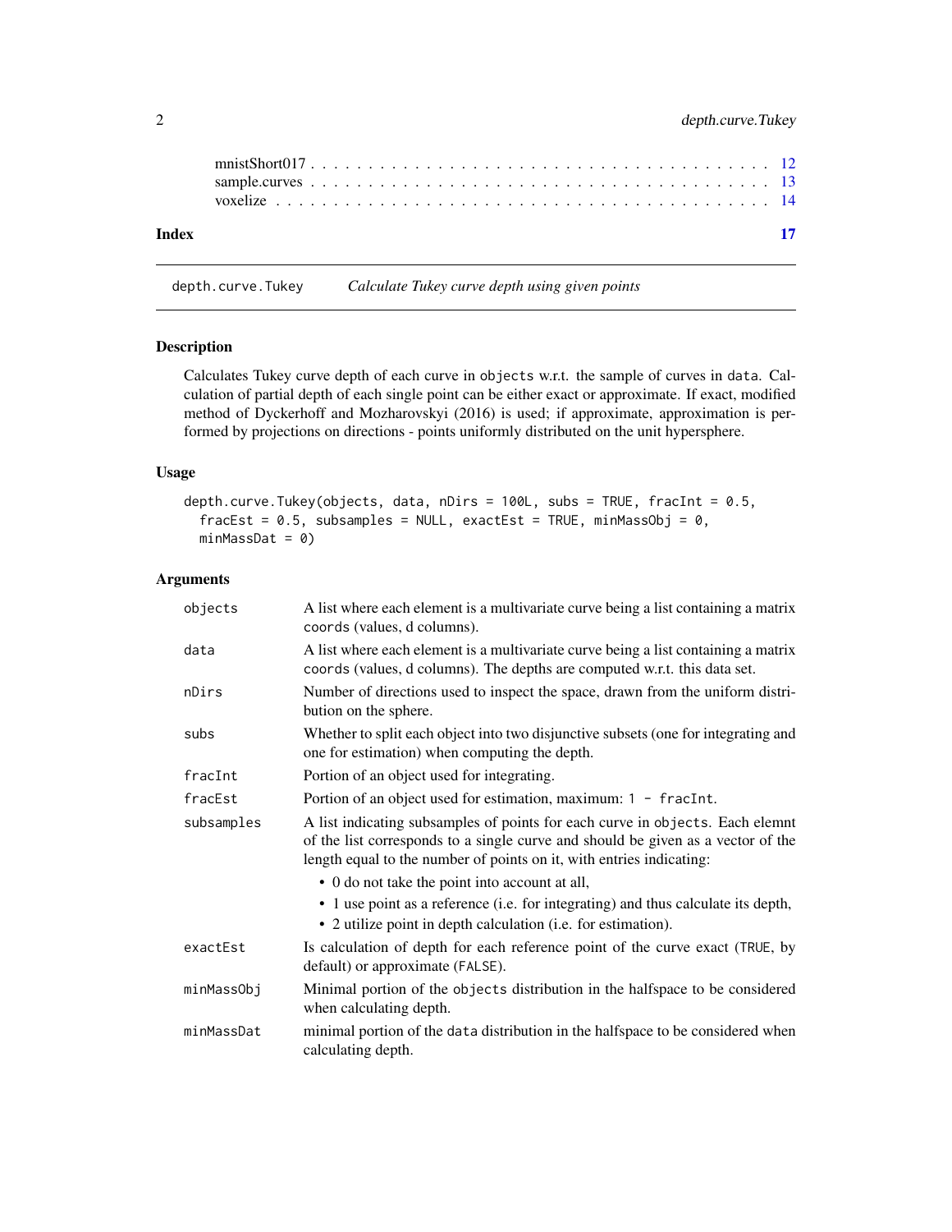mnistShort017 . . . . . . . . . . . . . . . . . . . . . . . . . . . . . . . . . . . . 12
sample.curves . . . . . . . . . . . . . . . . . . . . . . . . . . . . . . . . . . . . 13
voxelize . . . . . . . . . . . . . . . . . . . . . . . . . . . . . . . . . . . . . . 14

**Index** **17**

---

`depth.curve.Tukey` *Calculate Tukey curve depth using given points*

---

### Description

Calculates Tukey curve depth of each curve in `objects` w.r.t. the sample of curves in `data`. Calculation of partial depth of each single point can be either exact or approximate. If exact, modified method of Dyckerhoff and Mozharovskyi (2016) is used; if approximate, approximation is performed by projections on directions - points uniformly distributed on the unit hypersphere.

### Usage

```
depth.curve.Tukey(objects, data, nDirs = 100L, subs = TRUE, fracInt = 0.5,
  fracEst = 0.5, subsamples = NULL, exactEst = TRUE, minMassObj = 0,
  minMassDat = 0)
```

### Arguments

| | |
|---|---|
| `objects` | A list where each element is a multivariate curve being a list containing a matrix `coords` (values, d columns). |
| `data` | A list where each element is a multivariate curve being a list containing a matrix `coords` (values, d columns). The depths are computed w.r.t. this data set. |
| `nDirs` | Number of directions used to inspect the space, drawn from the uniform distribution on the sphere. |
| `subs` | Whether to split each object into two disjunctive subsets (one for integrating and one for estimation) when computing the depth. |
| `fracInt` | Portion of an object used for integrating. |
| `fracEst` | Portion of an object used for estimation, maximum: `1 - fracInt`. |
| `subsamples` | A list indicating subsamples of points for each curve in `objects`. Each elemnt of the list corresponds to a single curve and should be given as a vector of the length equal to the number of points on it, with entries indicating: <br>• 0 do not take the point into account at all, <br>• 1 use point as a reference (i.e. for integrating) and thus calculate its depth, <br>• 2 utilize point in depth calculation (i.e. for estimation). |
| `exactEst` | Is calculation of depth for each reference point of the curve exact (`TRUE`, by default) or approximate (`FALSE`). |
| `minMassObj` | Minimal portion of the `objects` distribution in the halfspace to be considered when calculating depth. |
| `minMassDat` | minimal portion of the `data` distribution in the halfspace to be considered when calculating depth. |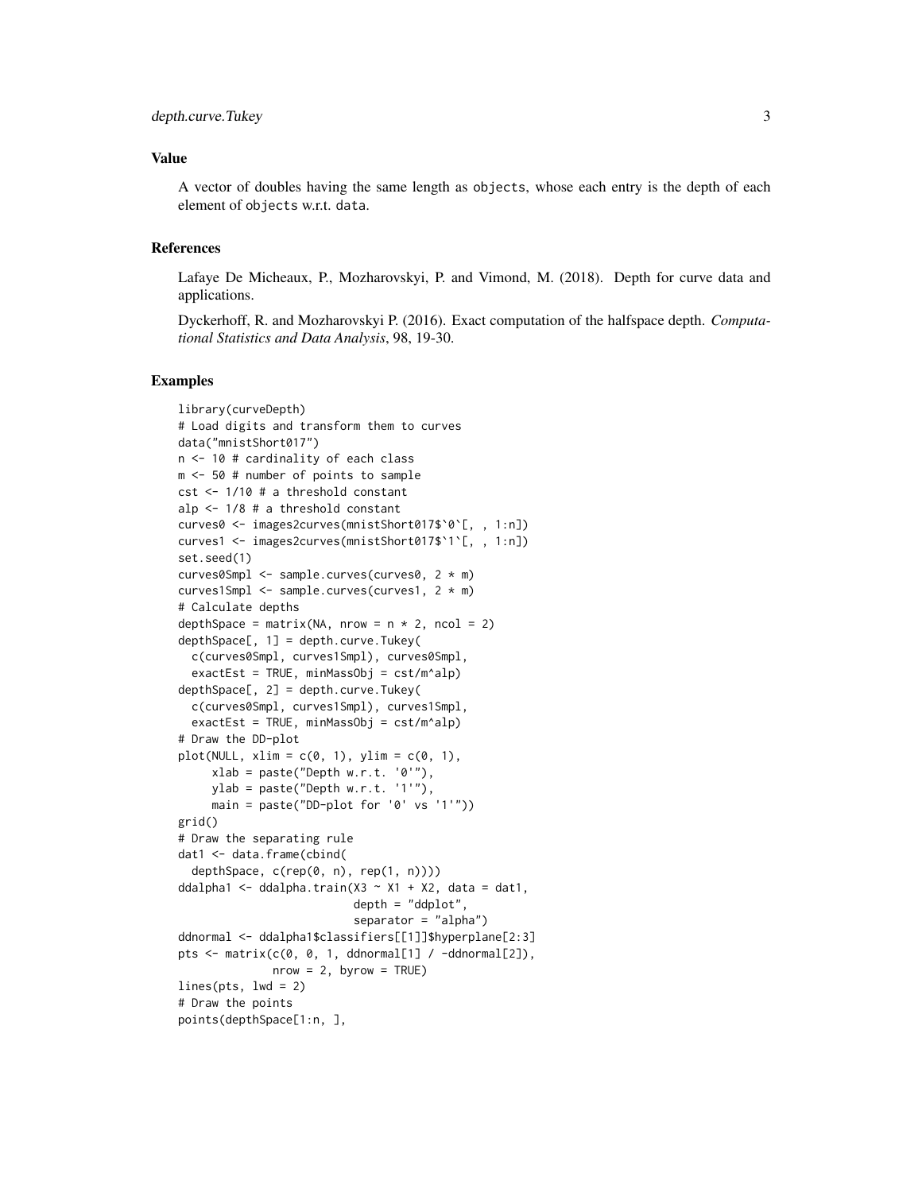### Value

A vector of doubles having the same length as `objects`, whose each entry is the depth of each element of `objects` w.r.t. `data`.

### References

Lafaye De Micheaux, P., Mozharovskyi, P. and Vimond, M. (2018). Depth for curve data and applications.

Dyckerhoff, R. and Mozharovskyi P. (2016). Exact computation of the halfspace depth. *Computational Statistics and Data Analysis*, 98, 19-30.

### Examples

```
library(curveDepth)
# Load digits and transform them to curves
data("mnistShort017")
n <- 10 # cardinality of each class
m <- 50 # number of points to sample
cst <- 1/10 # a threshold constant
alp <- 1/8 # a threshold constant
curves0 <- images2curves(mnistShort017$`0`[, , 1:n])
curves1 <- images2curves(mnistShort017$`1`[, , 1:n])
set.seed(1)
curves0Smpl <- sample.curves(curves0, 2 * m)
curves1Smpl <- sample.curves(curves1, 2 * m)
# Calculate depths
depthSpace = matrix(NA, nrow = n * 2, ncol = 2)
depthSpace[, 1] = depth.curve.Tukey(
  c(curves0Smpl, curves1Smpl), curves0Smpl,
  exactEst = TRUE, minMassObj = cst/m^alp)
depthSpace[, 2] = depth.curve.Tukey(
  c(curves0Smpl, curves1Smpl), curves1Smpl,
  exactEst = TRUE, minMassObj = cst/m^alp)
# Draw the DD-plot
plot(NULL, xlim = c(0, 1), ylim = c(0, 1),
     xlab = paste("Depth w.r.t. '0'"),
     ylab = paste("Depth w.r.t. '1'"),
     main = paste("DD-plot for '0' vs '1'"))
grid()
# Draw the separating rule
dat1 <- data.frame(cbind(
  depthSpace, c(rep(0, n), rep(1, n))))
ddalpha1 <- ddalpha.train(X3 ~ X1 + X2, data = dat1,
                          depth = "ddplot",
                          separator = "alpha")
ddnormal <- ddalpha1$classifiers[[1]]$hyperplane[2:3]
pts <- matrix(c(0, 0, 1, ddnormal[1] / -ddnormal[2]),
              nrow = 2, byrow = TRUE)
lines(pts, lwd = 2)
# Draw the points
points(depthSpace[1:n, ],
```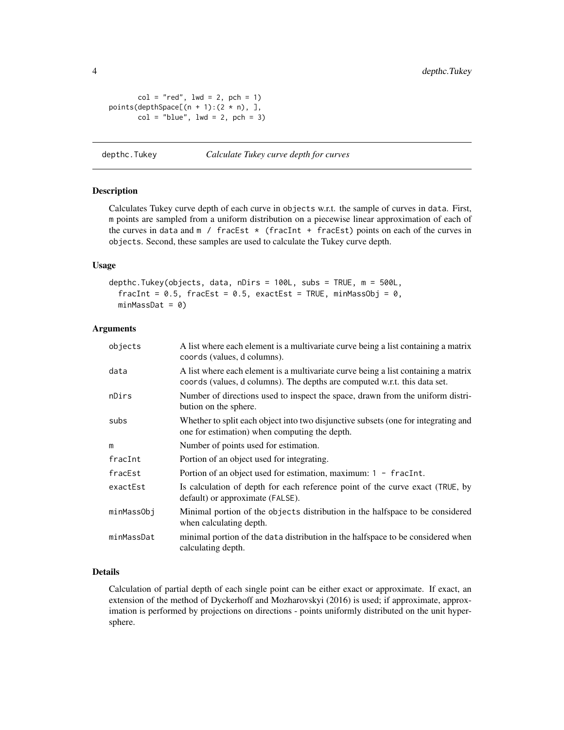```
       col = "red", lwd = 2, pch = 1)
points(depthSpace[(n + 1):(2 * n), ],
       col = "blue", lwd = 2, pch = 3)
```

## depthc.Tukey — *Calculate Tukey curve depth for curves*

### Description

Calculates Tukey curve depth of each curve in `objects` w.r.t. the sample of curves in `data`. First, `m` points are sampled from a uniform distribution on a piecewise linear approximation of each of the curves in `data` and `m / fracEst * (fracInt + fracEst)` points on each of the curves in `objects`. Second, these samples are used to calculate the Tukey curve depth.

### Usage

```
depthc.Tukey(objects, data, nDirs = 100L, subs = TRUE, m = 500L,
  fracInt = 0.5, fracEst = 0.5, exactEst = TRUE, minMassObj = 0,
  minMassDat = 0)
```

### Arguments

| | |
|---|---|
| `objects` | A list where each element is a multivariate curve being a list containing a matrix `coords` (values, d columns). |
| `data` | A list where each element is a multivariate curve being a list containing a matrix `coords` (values, d columns). The depths are computed w.r.t. this data set. |
| `nDirs` | Number of directions used to inspect the space, drawn from the uniform distribution on the sphere. |
| `subs` | Whether to split each object into two disjunctive subsets (one for integrating and one for estimation) when computing the depth. |
| `m` | Number of points used for estimation. |
| `fracInt` | Portion of an object used for integrating. |
| `fracEst` | Portion of an object used for estimation, maximum: `1 - fracInt`. |
| `exactEst` | Is calculation of depth for each reference point of the curve exact (`TRUE`, by default) or approximate (`FALSE`). |
| `minMassObj` | Minimal portion of the `objects` distribution in the halfspace to be considered when calculating depth. |
| `minMassDat` | minimal portion of the `data` distribution in the halfspace to be considered when calculating depth. |

### Details

Calculation of partial depth of each single point can be either exact or approximate. If exact, an extension of the method of Dyckerhoff and Mozharovskyi (2016) is used; if approximate, approximation is performed by projections on directions - points uniformly distributed on the unit hypersphere.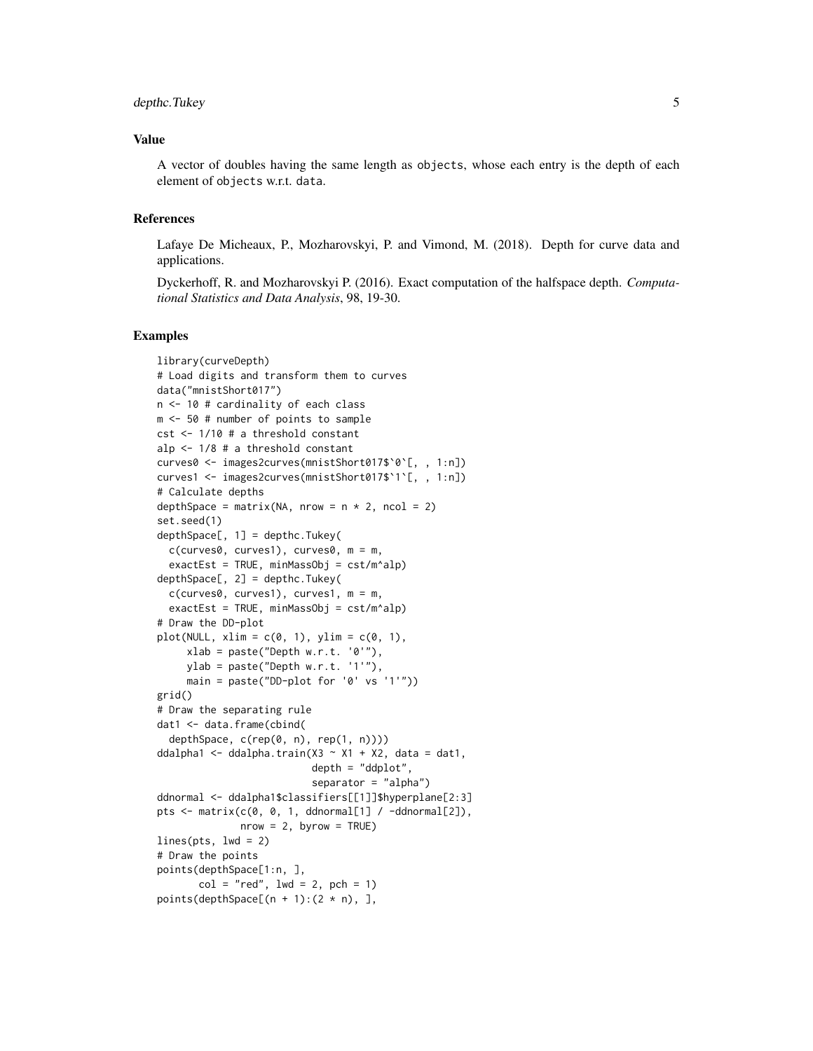### Value

A vector of doubles having the same length as `objects`, whose each entry is the depth of each element of `objects` w.r.t. `data`.

### References

Lafaye De Micheaux, P., Mozharovskyi, P. and Vimond, M. (2018). Depth for curve data and applications.

Dyckerhoff, R. and Mozharovskyi P. (2016). Exact computation of the halfspace depth. *Computational Statistics and Data Analysis*, 98, 19-30.

### Examples

```
library(curveDepth)
# Load digits and transform them to curves
data("mnistShort017")
n <- 10 # cardinality of each class
m <- 50 # number of points to sample
cst <- 1/10 # a threshold constant
alp <- 1/8 # a threshold constant
curves0 <- images2curves(mnistShort017$`0`[, , 1:n])
curves1 <- images2curves(mnistShort017$`1`[, , 1:n])
# Calculate depths
depthSpace = matrix(NA, nrow = n * 2, ncol = 2)
set.seed(1)
depthSpace[, 1] = depthc.Tukey(
  c(curves0, curves1), curves0, m = m,
  exactEst = TRUE, minMassObj = cst/m^alp)
depthSpace[, 2] = depthc.Tukey(
  c(curves0, curves1), curves1, m = m,
  exactEst = TRUE, minMassObj = cst/m^alp)
# Draw the DD-plot
plot(NULL, xlim = c(0, 1), ylim = c(0, 1),
     xlab = paste("Depth w.r.t. '0'"),
     ylab = paste("Depth w.r.t. '1'"),
     main = paste("DD-plot for '0' vs '1'"))
grid()
# Draw the separating rule
dat1 <- data.frame(cbind(
  depthSpace, c(rep(0, n), rep(1, n))))
ddalpha1 <- ddalpha.train(X3 ~ X1 + X2, data = dat1,
                          depth = "ddplot",
                          separator = "alpha")
ddnormal <- ddalpha1$classifiers[[1]]$hyperplane[2:3]
pts <- matrix(c(0, 0, 1, ddnormal[1] / -ddnormal[2]),
              nrow = 2, byrow = TRUE)
lines(pts, lwd = 2)
# Draw the points
points(depthSpace[1:n, ],
       col = "red", lwd = 2, pch = 1)
points(depthSpace[(n + 1):(2 * n), ],
```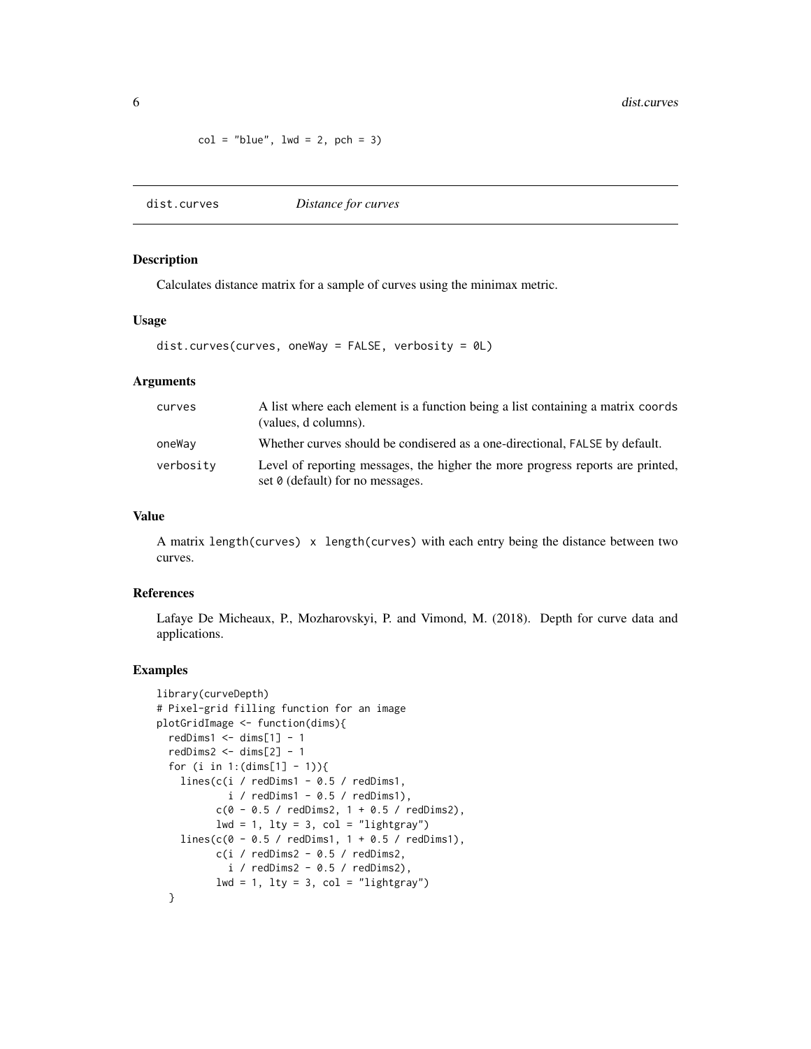```
col = "blue", lwd = 2, pch = 3)
```

## dist.curves *Distance for curves*

### Description

Calculates distance matrix for a sample of curves using the minimax metric.

### Usage

```
dist.curves(curves, oneWay = FALSE, verbosity = 0L)
```

### Arguments

| | |
|---|---|
| curves | A list where each element is a function being a list containing a matrix `coords` (values, d columns). |
| oneWay | Whether curves should be condisered as a one-directional, `FALSE` by default. |
| verbosity | Level of reporting messages, the higher the more progress reports are printed, set `0` (default) for no messages. |

### Value

A matrix `length(curves) x length(curves)` with each entry being the distance between two curves.

### References

Lafaye De Micheaux, P., Mozharovskyi, P. and Vimond, M. (2018). Depth for curve data and applications.

### Examples

```
library(curveDepth)
# Pixel-grid filling function for an image
plotGridImage <- function(dims){
  redDims1 <- dims[1] - 1
  redDims2 <- dims[2] - 1
  for (i in 1:(dims[1] - 1)){
    lines(c(i / redDims1 - 0.5 / redDims1,
            i / redDims1 - 0.5 / redDims1),
          c(0 - 0.5 / redDims2, 1 + 0.5 / redDims2),
          lwd = 1, lty = 3, col = "lightgray")
    lines(c(0 - 0.5 / redDims1, 1 + 0.5 / redDims1),
          c(i / redDims2 - 0.5 / redDims2,
            i / redDims2 - 0.5 / redDims2),
          lwd = 1, lty = 3, col = "lightgray")
  }
```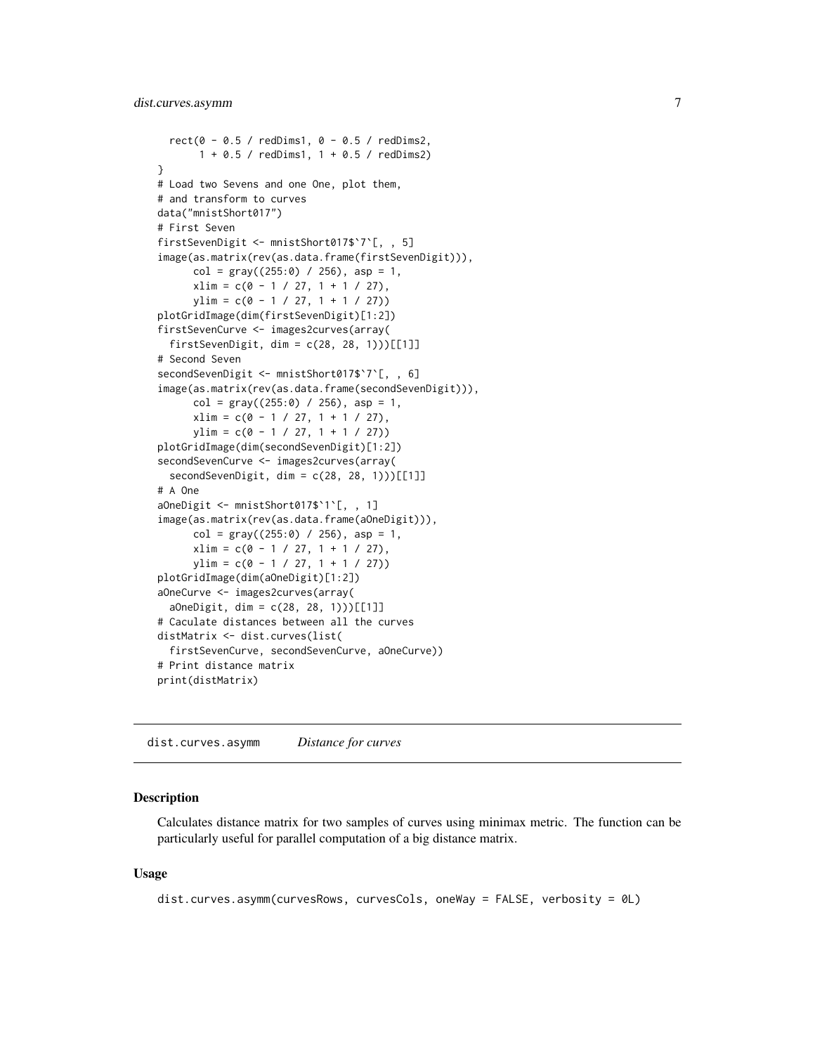```
  rect(0 - 0.5 / redDims1, 0 - 0.5 / redDims2,
       1 + 0.5 / redDims1, 1 + 0.5 / redDims2)
}
# Load two Sevens and one One, plot them,
# and transform to curves
data("mnistShort017")
# First Seven
firstSevenDigit <- mnistShort017$`7`[, , 5]
image(as.matrix(rev(as.data.frame(firstSevenDigit))),
      col = gray((255:0) / 256), asp = 1,
      xlim = c(0 - 1 / 27, 1 + 1 / 27),
      ylim = c(0 - 1 / 27, 1 + 1 / 27))
plotGridImage(dim(firstSevenDigit)[1:2])
firstSevenCurve <- images2curves(array(
  firstSevenDigit, dim = c(28, 28, 1)))[[1]]
# Second Seven
secondSevenDigit <- mnistShort017$`7`[, , 6]
image(as.matrix(rev(as.data.frame(secondSevenDigit))),
      col = gray((255:0) / 256), asp = 1,
      xlim = c(0 - 1 / 27, 1 + 1 / 27),
      ylim = c(0 - 1 / 27, 1 + 1 / 27))
plotGridImage(dim(secondSevenDigit)[1:2])
secondSevenCurve <- images2curves(array(
  secondSevenDigit, dim = c(28, 28, 1)))[[1]]
# A One
aOneDigit <- mnistShort017$`1`[, , 1]
image(as.matrix(rev(as.data.frame(aOneDigit))),
      col = gray((255:0) / 256), asp = 1,
      xlim = c(0 - 1 / 27, 1 + 1 / 27),
      ylim = c(0 - 1 / 27, 1 + 1 / 27))
plotGridImage(dim(aOneDigit)[1:2])
aOneCurve <- images2curves(array(
  aOneDigit, dim = c(28, 28, 1)))[[1]]
# Caculate distances between all the curves
distMatrix <- dist.curves(list(
  firstSevenCurve, secondSevenCurve, aOneCurve))
# Print distance matrix
print(distMatrix)
```

---

## dist.curves.asymm — *Distance for curves*

### Description

Calculates distance matrix for two samples of curves using minimax metric. The function can be particularly useful for parallel computation of a big distance matrix.

### Usage

```
dist.curves.asymm(curvesRows, curvesCols, oneWay = FALSE, verbosity = 0L)
```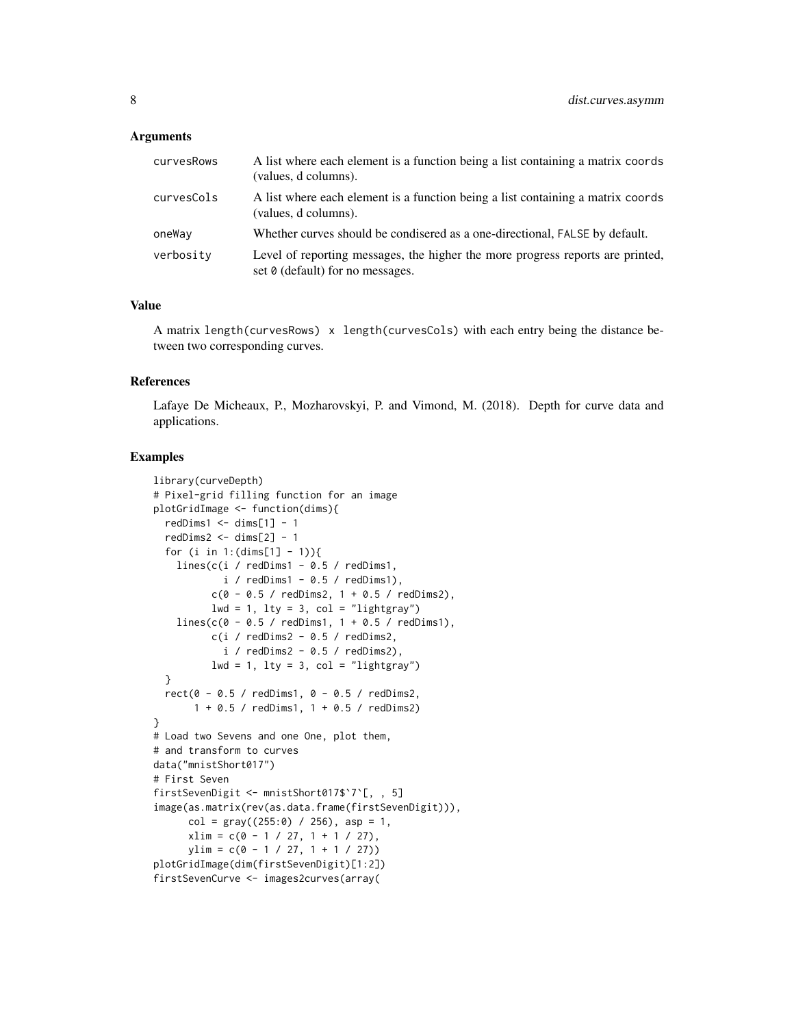## Arguments

| | |
|---|---|
| curvesRows | A list where each element is a function being a list containing a matrix coords (values, d columns). |
| curvesCols | A list where each element is a function being a list containing a matrix coords (values, d columns). |
| oneWay | Whether curves should be condisered as a one-directional, FALSE by default. |
| verbosity | Level of reporting messages, the higher the more progress reports are printed, set 0 (default) for no messages. |

## Value

A matrix length(curvesRows) x length(curvesCols) with each entry being the distance between two corresponding curves.

## References

Lafaye De Micheaux, P., Mozharovskyi, P. and Vimond, M. (2018). Depth for curve data and applications.

## Examples

```
library(curveDepth)
# Pixel-grid filling function for an image
plotGridImage <- function(dims){
  redDims1 <- dims[1] - 1
  redDims2 <- dims[2] - 1
  for (i in 1:(dims[1] - 1)){
    lines(c(i / redDims1 - 0.5 / redDims1,
            i / redDims1 - 0.5 / redDims1),
          c(0 - 0.5 / redDims2, 1 + 0.5 / redDims2),
          lwd = 1, lty = 3, col = "lightgray")
    lines(c(0 - 0.5 / redDims1, 1 + 0.5 / redDims1),
          c(i / redDims2 - 0.5 / redDims2,
            i / redDims2 - 0.5 / redDims2),
          lwd = 1, lty = 3, col = "lightgray")
  }
  rect(0 - 0.5 / redDims1, 0 - 0.5 / redDims2,
       1 + 0.5 / redDims1, 1 + 0.5 / redDims2)
}
# Load two Sevens and one One, plot them,
# and transform to curves
data("mnistShort017")
# First Seven
firstSevenDigit <- mnistShort017$`7`[, , 5]
image(as.matrix(rev(as.data.frame(firstSevenDigit))),
      col = gray((255:0) / 256), asp = 1,
      xlim = c(0 - 1 / 27, 1 + 1 / 27),
      ylim = c(0 - 1 / 27, 1 + 1 / 27))
plotGridImage(dim(firstSevenDigit)[1:2])
firstSevenCurve <- images2curves(array(
```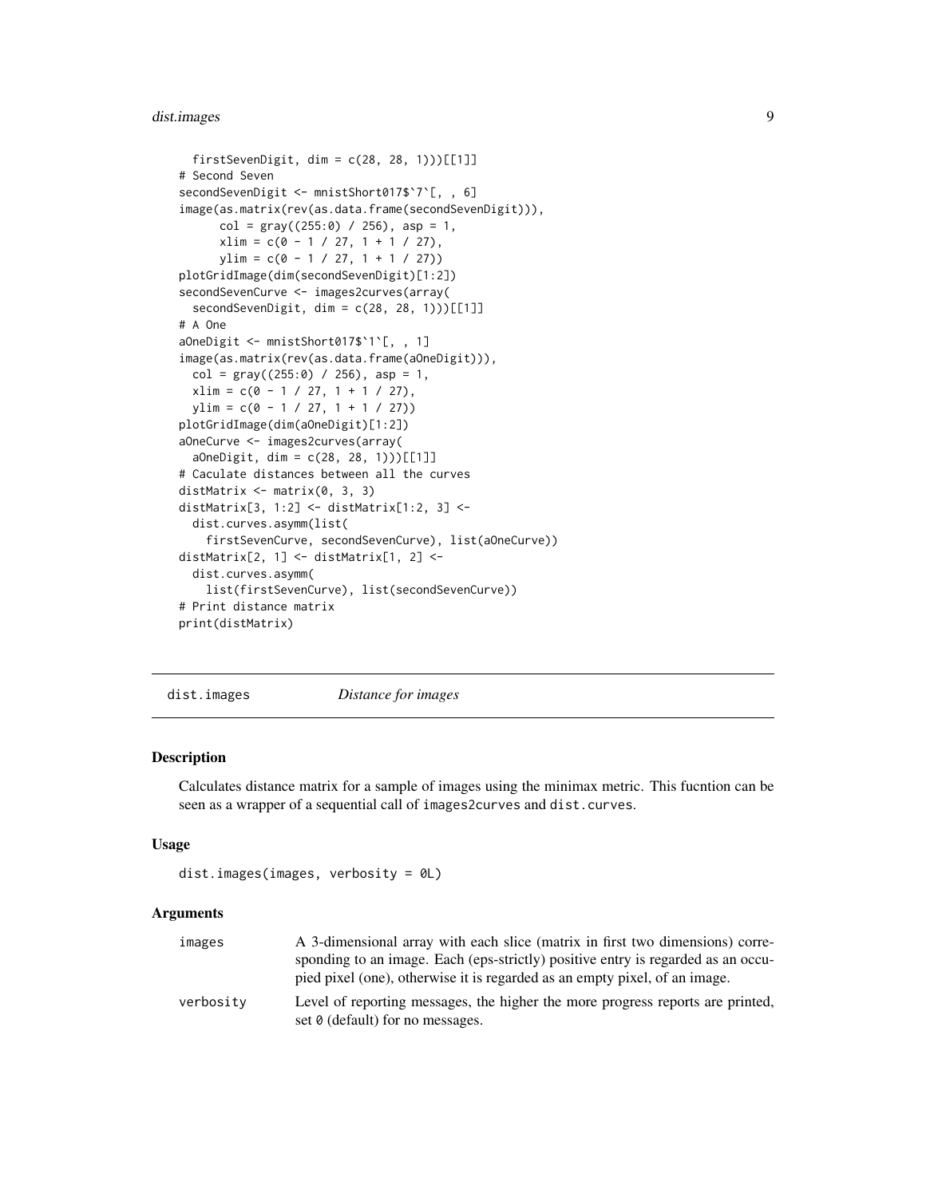```
  firstSevenDigit, dim = c(28, 28, 1)))[[1]]
# Second Seven
secondSevenDigit <- mnistShort017$`7`[, , 6]
image(as.matrix(rev(as.data.frame(secondSevenDigit))),
      col = gray((255:0) / 256), asp = 1,
      xlim = c(0 - 1 / 27, 1 + 1 / 27),
      ylim = c(0 - 1 / 27, 1 + 1 / 27))
plotGridImage(dim(secondSevenDigit)[1:2])
secondSevenCurve <- images2curves(array(
  secondSevenDigit, dim = c(28, 28, 1)))[[1]]
# A One
aOneDigit <- mnistShort017$`1`[, , 1]
image(as.matrix(rev(as.data.frame(aOneDigit))),
  col = gray((255:0) / 256), asp = 1,
  xlim = c(0 - 1 / 27, 1 + 1 / 27),
  ylim = c(0 - 1 / 27, 1 + 1 / 27))
plotGridImage(dim(aOneDigit)[1:2])
aOneCurve <- images2curves(array(
  aOneDigit, dim = c(28, 28, 1)))[[1]]
# Caculate distances between all the curves
distMatrix <- matrix(0, 3, 3)
distMatrix[3, 1:2] <- distMatrix[1:2, 3] <-
  dist.curves.asymm(list(
    firstSevenCurve, secondSevenCurve), list(aOneCurve))
distMatrix[2, 1] <- distMatrix[1, 2] <-
  dist.curves.asymm(
    list(firstSevenCurve), list(secondSevenCurve))
# Print distance matrix
print(distMatrix)
```

## dist.images — *Distance for images*

### Description

Calculates distance matrix for a sample of images using the minimax metric. This fucntion can be seen as a wrapper of a sequential call of `images2curves` and `dist.curves`.

### Usage

```
dist.images(images, verbosity = 0L)
```

### Arguments

| | |
|---|---|
| `images` | A 3-dimensional array with each slice (matrix in first two dimensions) corresponding to an image. Each (eps-strictly) positive entry is regarded as an occupied pixel (one), otherwise it is regarded as an empty pixel, of an image. |
| `verbosity` | Level of reporting messages, the higher the more progress reports are printed, set `0` (default) for no messages. |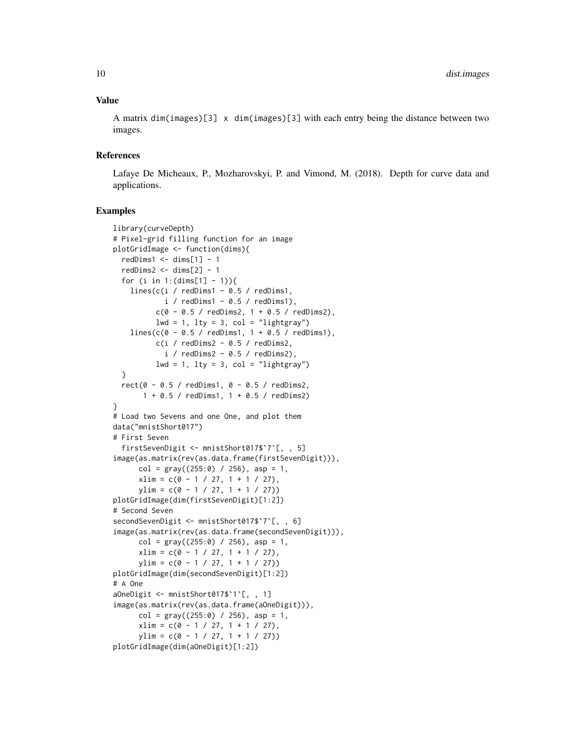## Value

A matrix `dim(images)[3] x dim(images)[3]` with each entry being the distance between two images.

## References

Lafaye De Micheaux, P., Mozharovskyi, P. and Vimond, M. (2018). Depth for curve data and applications.

## Examples

```
library(curveDepth)
# Pixel-grid filling function for an image
plotGridImage <- function(dims){
  redDims1 <- dims[1] - 1
  redDims2 <- dims[2] - 1
  for (i in 1:(dims[1] - 1)){
    lines(c(i / redDims1 - 0.5 / redDims1,
            i / redDims1 - 0.5 / redDims1),
          c(0 - 0.5 / redDims2, 1 + 0.5 / redDims2),
          lwd = 1, lty = 3, col = "lightgray")
    lines(c(0 - 0.5 / redDims1, 1 + 0.5 / redDims1),
          c(i / redDims2 - 0.5 / redDims2,
            i / redDims2 - 0.5 / redDims2),
          lwd = 1, lty = 3, col = "lightgray")
  }
  rect(0 - 0.5 / redDims1, 0 - 0.5 / redDims2,
       1 + 0.5 / redDims1, 1 + 0.5 / redDims2)
}
# Load two Sevens and one One, and plot them
data("mnistShort017")
# First Seven
  firstSevenDigit <- mnistShort017$`7`[, , 5]
image(as.matrix(rev(as.data.frame(firstSevenDigit))),
      col = gray((255:0) / 256), asp = 1,
      xlim = c(0 - 1 / 27, 1 + 1 / 27),
      ylim = c(0 - 1 / 27, 1 + 1 / 27))
plotGridImage(dim(firstSevenDigit)[1:2])
# Second Seven
secondSevenDigit <- mnistShort017$`7`[, , 6]
image(as.matrix(rev(as.data.frame(secondSevenDigit))),
      col = gray((255:0) / 256), asp = 1,
      xlim = c(0 - 1 / 27, 1 + 1 / 27),
      ylim = c(0 - 1 / 27, 1 + 1 / 27))
plotGridImage(dim(secondSevenDigit)[1:2])
# A One
aOneDigit <- mnistShort017$`1`[, , 1]
image(as.matrix(rev(as.data.frame(aOneDigit))),
      col = gray((255:0) / 256), asp = 1,
      xlim = c(0 - 1 / 27, 1 + 1 / 27),
      ylim = c(0 - 1 / 27, 1 + 1 / 27))
plotGridImage(dim(aOneDigit)[1:2])
```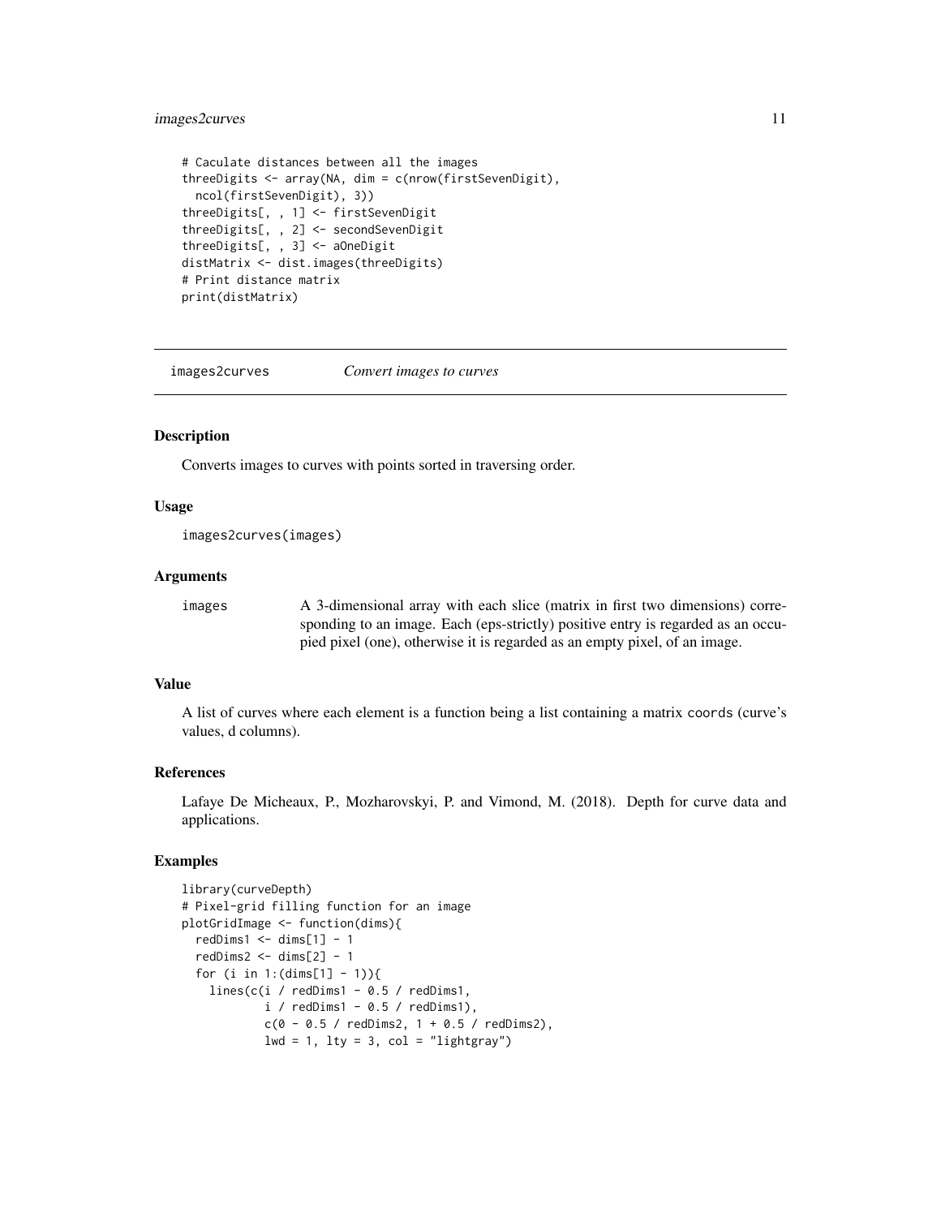```
# Caculate distances between all the images
threeDigits <- array(NA, dim = c(nrow(firstSevenDigit),
  ncol(firstSevenDigit), 3))
threeDigits[, , 1] <- firstSevenDigit
threeDigits[, , 2] <- secondSevenDigit
threeDigits[, , 3] <- aOneDigit
distMatrix <- dist.images(threeDigits)
# Print distance matrix
print(distMatrix)
```

---

## images2curves — *Convert images to curves*

---

### Description

Converts images to curves with points sorted in traversing order.

### Usage

```
images2curves(images)
```

### Arguments

| | |
|---|---|
| `images` | A 3-dimensional array with each slice (matrix in first two dimensions) corresponding to an image. Each (eps-strictly) positive entry is regarded as an occupied pixel (one), otherwise it is regarded as an empty pixel, of an image. |

### Value

A list of curves where each element is a function being a list containing a matrix `coords` (curve's values, d columns).

### References

Lafaye De Micheaux, P., Mozharovskyi, P. and Vimond, M. (2018). Depth for curve data and applications.

### Examples

```
library(curveDepth)
# Pixel-grid filling function for an image
plotGridImage <- function(dims){
  redDims1 <- dims[1] - 1
  redDims2 <- dims[2] - 1
  for (i in 1:(dims[1] - 1)){
    lines(c(i / redDims1 - 0.5 / redDims1,
            i / redDims1 - 0.5 / redDims1),
          c(0 - 0.5 / redDims2, 1 + 0.5 / redDims2),
          lwd = 1, lty = 3, col = "lightgray")
```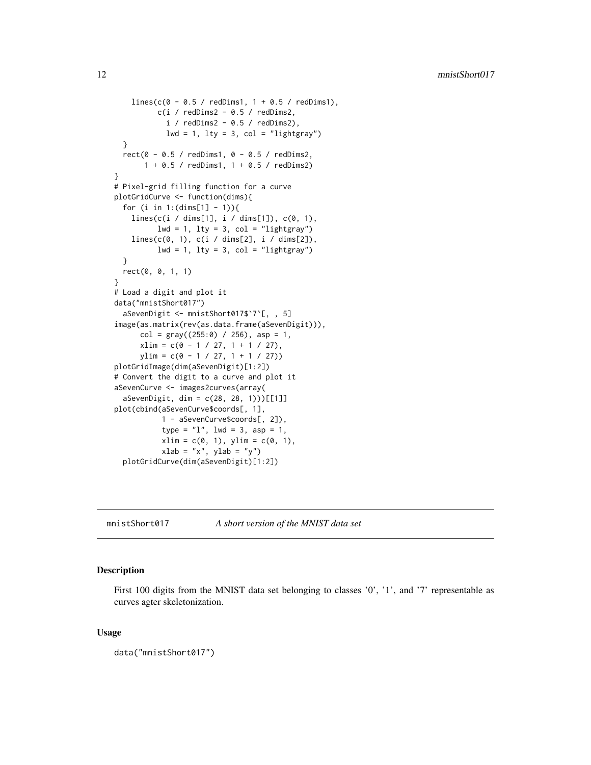```
    lines(c(0 - 0.5 / redDims1, 1 + 0.5 / redDims1),
          c(i / redDims2 - 0.5 / redDims2,
            i / redDims2 - 0.5 / redDims2),
            lwd = 1, lty = 3, col = "lightgray")
  }
  rect(0 - 0.5 / redDims1, 0 - 0.5 / redDims2,
       1 + 0.5 / redDims1, 1 + 0.5 / redDims2)
}
# Pixel-grid filling function for a curve
plotGridCurve <- function(dims){
  for (i in 1:(dims[1] - 1)){
    lines(c(i / dims[1], i / dims[1]), c(0, 1),
          lwd = 1, lty = 3, col = "lightgray")
    lines(c(0, 1), c(i / dims[2], i / dims[2]),
          lwd = 1, lty = 3, col = "lightgray")
  }
  rect(0, 0, 1, 1)
}
# Load a digit and plot it
data("mnistShort017")
  aSevenDigit <- mnistShort017$`7`[, , 5]
image(as.matrix(rev(as.data.frame(aSevenDigit))),
      col = gray((255:0) / 256), asp = 1,
      xlim = c(0 - 1 / 27, 1 + 1 / 27),
      ylim = c(0 - 1 / 27, 1 + 1 / 27))
plotGridImage(dim(aSevenDigit)[1:2])
# Convert the digit to a curve and plot it
aSevenCurve <- images2curves(array(
  aSevenDigit, dim = c(28, 28, 1)))[[1]]
plot(cbind(aSevenCurve$coords[, 1],
           1 - aSevenCurve$coords[, 2]),
           type = "l", lwd = 3, asp = 1,
           xlim = c(0, 1), ylim = c(0, 1),
           xlab = "x", ylab = "y")
  plotGridCurve(dim(aSevenDigit)[1:2])
```

## mnistShort017 *A short version of the MNIST data set*

### Description

First 100 digits from the MNIST data set belonging to classes '0', '1', and '7' representable as curves agter skeletonization.

### Usage

```
data("mnistShort017")
```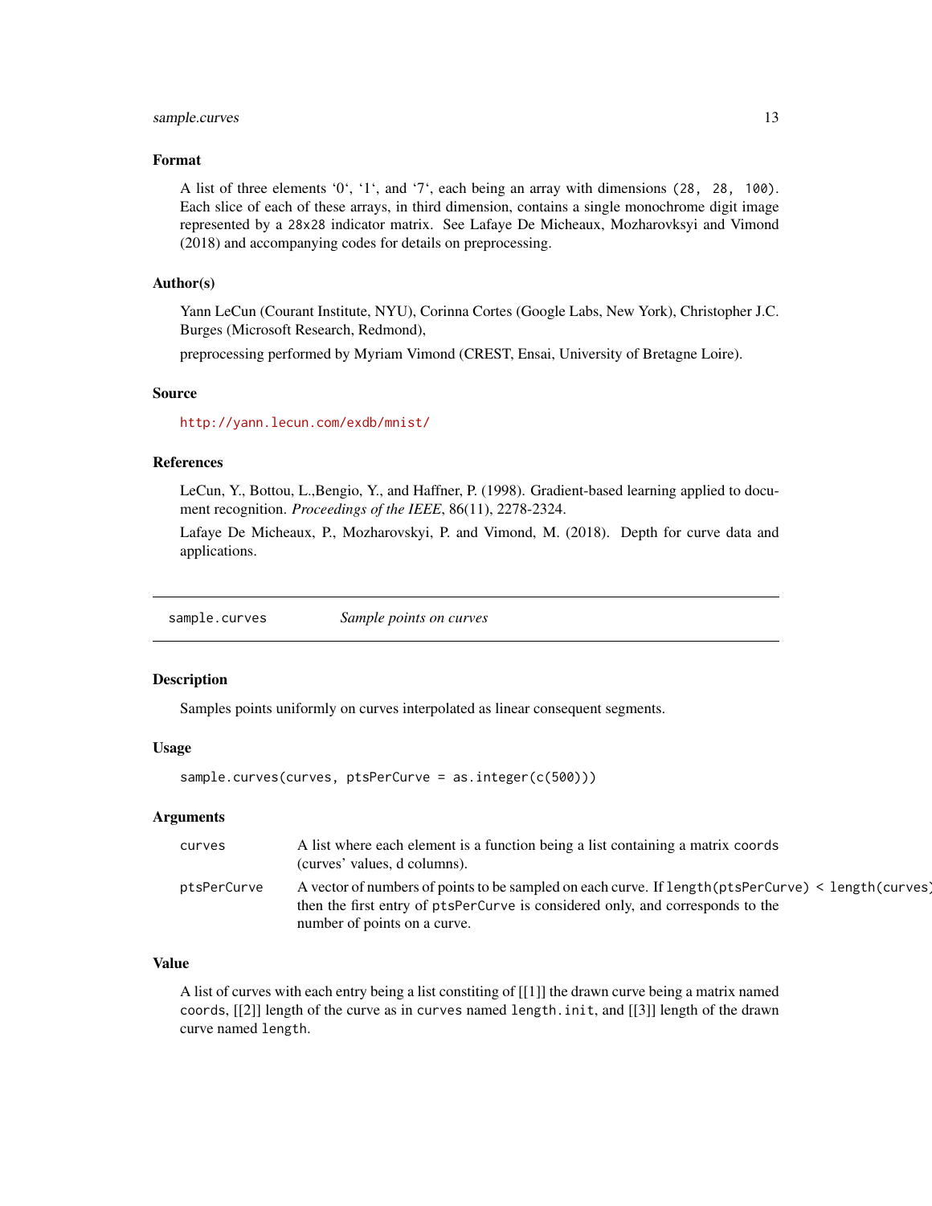### Format

A list of three elements '0', '1', and '7', each being an array with dimensions `(28, 28, 100)`. Each slice of each of these arrays, in third dimension, contains a single monochrome digit image represented by a `28x28` indicator matrix. See Lafaye De Micheaux, Mozharovksyi and Vimond (2018) and accompanying codes for details on preprocessing.

### Author(s)

Yann LeCun (Courant Institute, NYU), Corinna Cortes (Google Labs, New York), Christopher J.C. Burges (Microsoft Research, Redmond),

preprocessing performed by Myriam Vimond (CREST, Ensai, University of Bretagne Loire).

### Source

http://yann.lecun.com/exdb/mnist/

### References

LeCun, Y., Bottou, L.,Bengio, Y., and Haffner, P. (1998). Gradient-based learning applied to document recognition. *Proceedings of the IEEE*, 86(11), 2278-2324.

Lafaye De Micheaux, P., Mozharovskyi, P. and Vimond, M. (2018). Depth for curve data and applications.

---

## sample.curves — *Sample points on curves*

### Description

Samples points uniformly on curves interpolated as linear consequent segments.

### Usage

```
sample.curves(curves, ptsPerCurve = as.integer(c(500)))
```

### Arguments

| | |
|---|---|
| `curves` | A list where each element is a function being a list containing a matrix `coords` (curves' values, d columns). |
| `ptsPerCurve` | A vector of numbers of points to be sampled on each curve. If `length(ptsPerCurve) < length(curves)` then the first entry of `ptsPerCurve` is considered only, and corresponds to the number of points on a curve. |

### Value

A list of curves with each entry being a list constiting of [[1]] the drawn curve being a matrix named `coords`, [[2]] length of the curve as in `curves` named `length.init`, and [[3]] length of the drawn curve named `length`.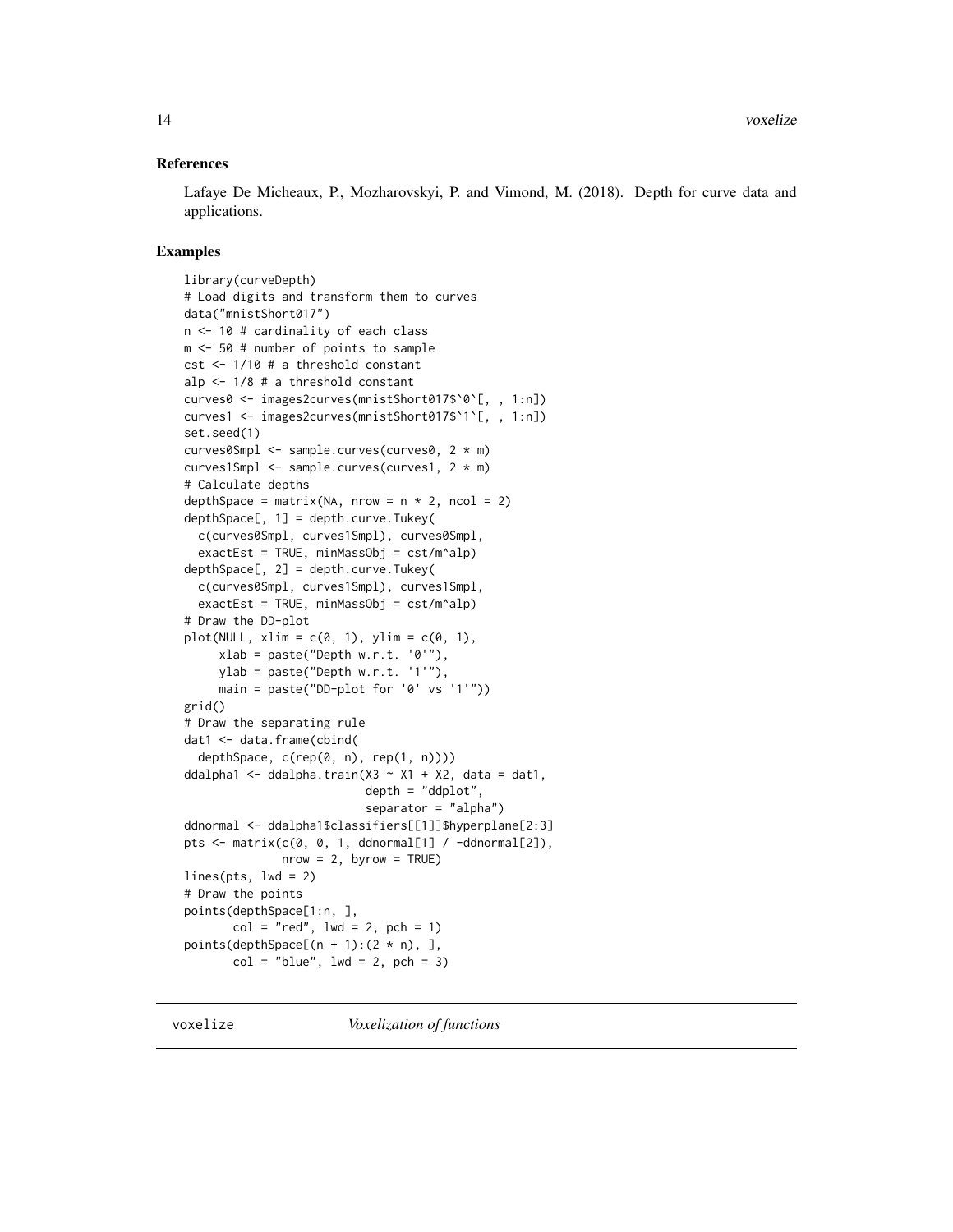## References

Lafaye De Micheaux, P., Mozharovskyi, P. and Vimond, M. (2018). Depth for curve data and applications.

## Examples

```
library(curveDepth)
# Load digits and transform them to curves
data("mnistShort017")
n <- 10 # cardinality of each class
m <- 50 # number of points to sample
cst <- 1/10 # a threshold constant
alp <- 1/8 # a threshold constant
curves0 <- images2curves(mnistShort017$`0`[, , 1:n])
curves1 <- images2curves(mnistShort017$`1`[, , 1:n])
set.seed(1)
curves0Smpl <- sample.curves(curves0, 2 * m)
curves1Smpl <- sample.curves(curves1, 2 * m)
# Calculate depths
depthSpace = matrix(NA, nrow = n * 2, ncol = 2)
depthSpace[, 1] = depth.curve.Tukey(
  c(curves0Smpl, curves1Smpl), curves0Smpl,
  exactEst = TRUE, minMassObj = cst/m^alp)
depthSpace[, 2] = depth.curve.Tukey(
  c(curves0Smpl, curves1Smpl), curves1Smpl,
  exactEst = TRUE, minMassObj = cst/m^alp)
# Draw the DD-plot
plot(NULL, xlim = c(0, 1), ylim = c(0, 1),
     xlab = paste("Depth w.r.t. '0'"),
     ylab = paste("Depth w.r.t. '1'"),
     main = paste("DD-plot for '0' vs '1'"))
grid()
# Draw the separating rule
dat1 <- data.frame(cbind(
  depthSpace, c(rep(0, n), rep(1, n))))
ddalpha1 <- ddalpha.train(X3 ~ X1 + X2, data = dat1,
                          depth = "ddplot",
                          separator = "alpha")
ddnormal <- ddalpha1$classifiers[[1]]$hyperplane[2:3]
pts <- matrix(c(0, 0, 1, ddnormal[1] / -ddnormal[2]),
              nrow = 2, byrow = TRUE)
lines(pts, lwd = 2)
# Draw the points
points(depthSpace[1:n, ],
       col = "red", lwd = 2, pch = 1)
points(depthSpace[(n + 1):(2 * n), ],
       col = "blue", lwd = 2, pch = 3)
```

---

# voxelize *Voxelization of functions*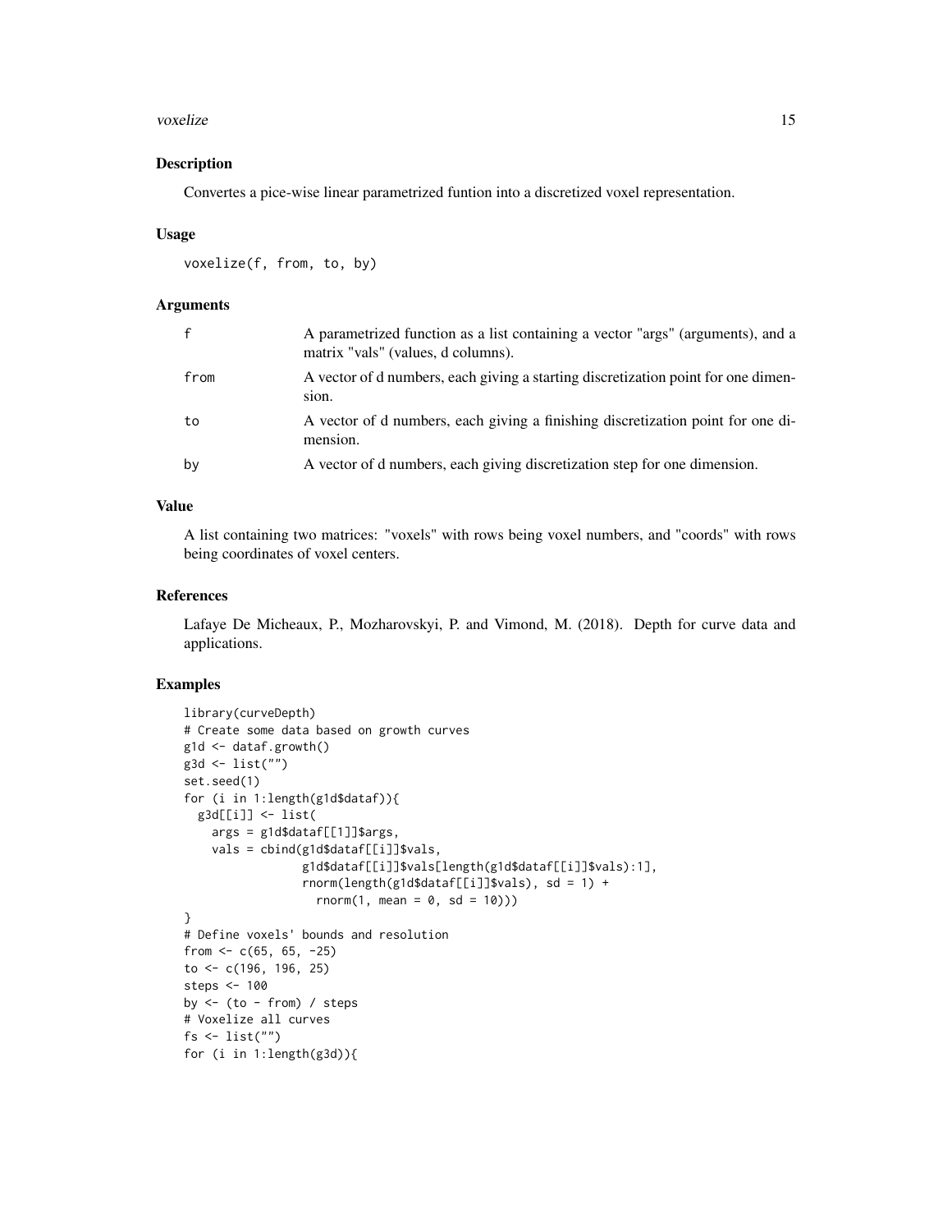## Description

Convertes a pice-wise linear parametrized funtion into a discretized voxel representation.

## Usage

```
voxelize(f, from, to, by)
```

## Arguments

| | |
|---|---|
| f | A parametrized function as a list containing a vector "args" (arguments), and a matrix "vals" (values, d columns). |
| from | A vector of d numbers, each giving a starting discretization point for one dimension. |
| to | A vector of d numbers, each giving a finishing discretization point for one dimension. |
| by | A vector of d numbers, each giving discretization step for one dimension. |

## Value

A list containing two matrices: "voxels" with rows being voxel numbers, and "coords" with rows being coordinates of voxel centers.

## References

Lafaye De Micheaux, P., Mozharovskyi, P. and Vimond, M. (2018). Depth for curve data and applications.

## Examples

```
library(curveDepth)
# Create some data based on growth curves
g1d <- dataf.growth()
g3d <- list("")
set.seed(1)
for (i in 1:length(g1d$dataf)){
  g3d[[i]] <- list(
    args = g1d$dataf[[1]]$args,
    vals = cbind(g1d$dataf[[i]]$vals,
                 g1d$dataf[[i]]$vals[length(g1d$dataf[[i]]$vals):1],
                 rnorm(length(g1d$dataf[[i]]$vals), sd = 1) +
                   rnorm(1, mean = 0, sd = 10)))
}
# Define voxels' bounds and resolution
from <- c(65, 65, -25)
to <- c(196, 196, 25)
steps <- 100
by <- (to - from) / steps
# Voxelize all curves
fs <- list("")
for (i in 1:length(g3d)){
```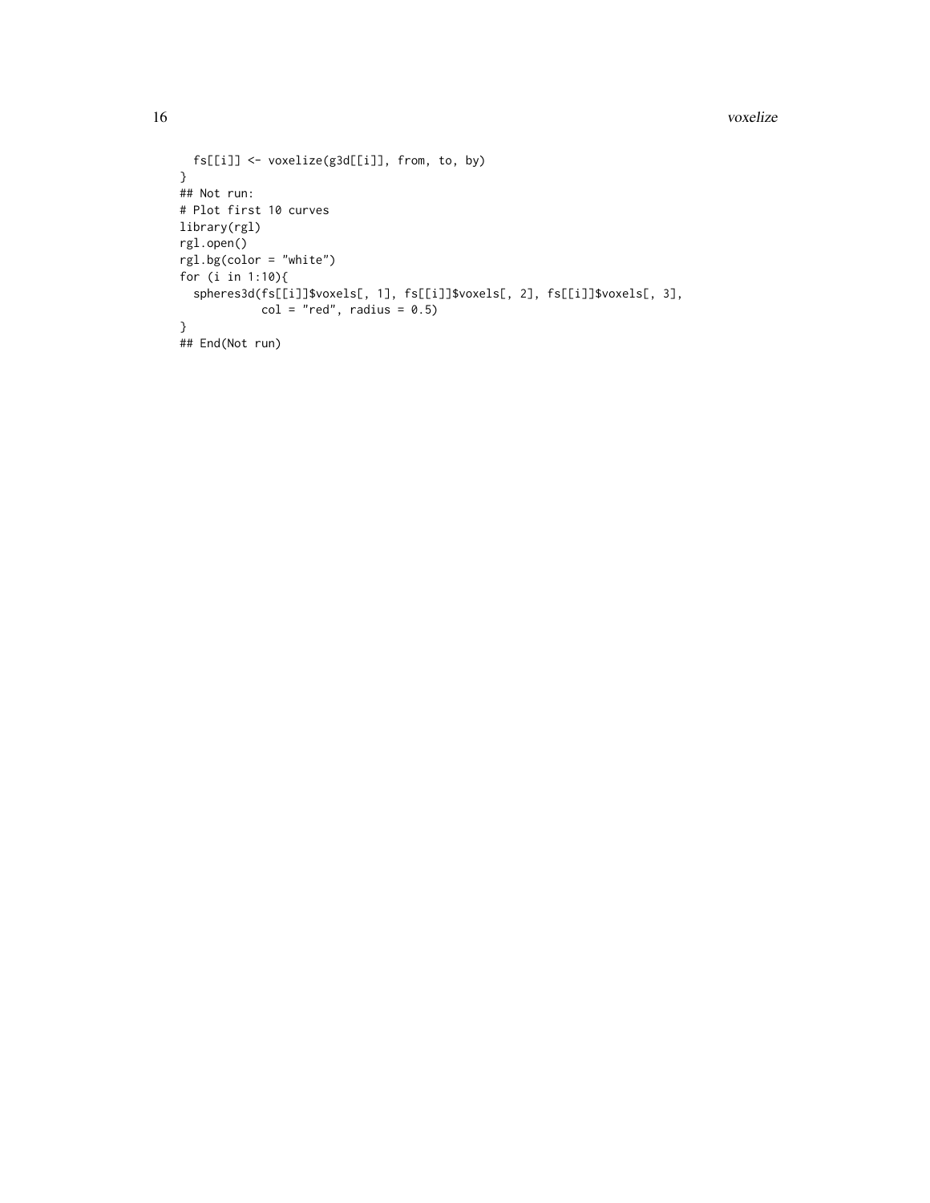```
  fs[[i]] <- voxelize(g3d[[i]], from, to, by)
}
## Not run:
# Plot first 10 curves
library(rgl)
rgl.open()
rgl.bg(color = "white")
for (i in 1:10){
  spheres3d(fs[[i]]$voxels[, 1], fs[[i]]$voxels[, 2], fs[[i]]$voxels[, 3],
          col = "red", radius = 0.5)
}
## End(Not run)
```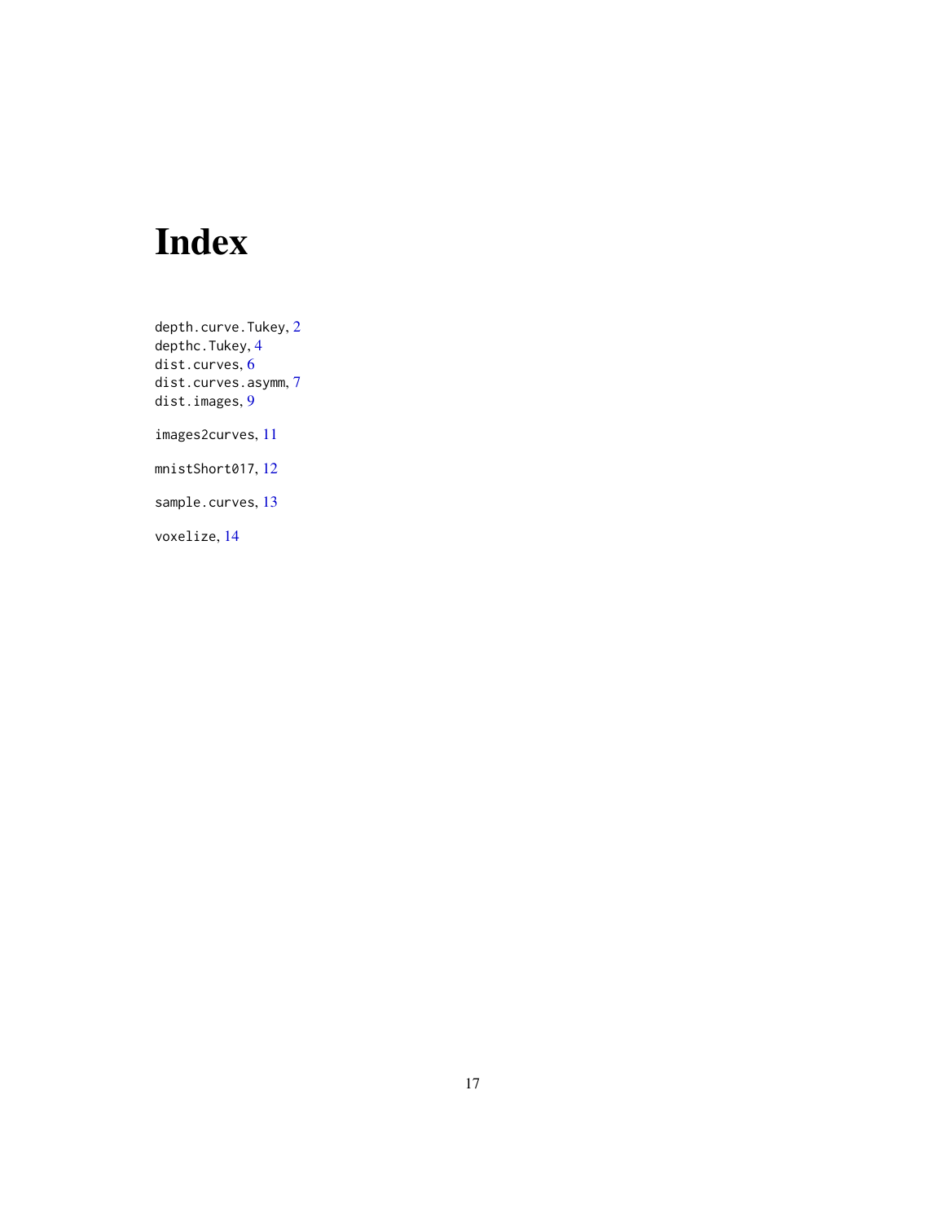# Index

depth.curve.Tukey, 2
depthc.Tukey, 4
dist.curves, 6
dist.curves.asymm, 7
dist.images, 9

images2curves, 11

mnistShort017, 12

sample.curves, 13

voxelize, 14